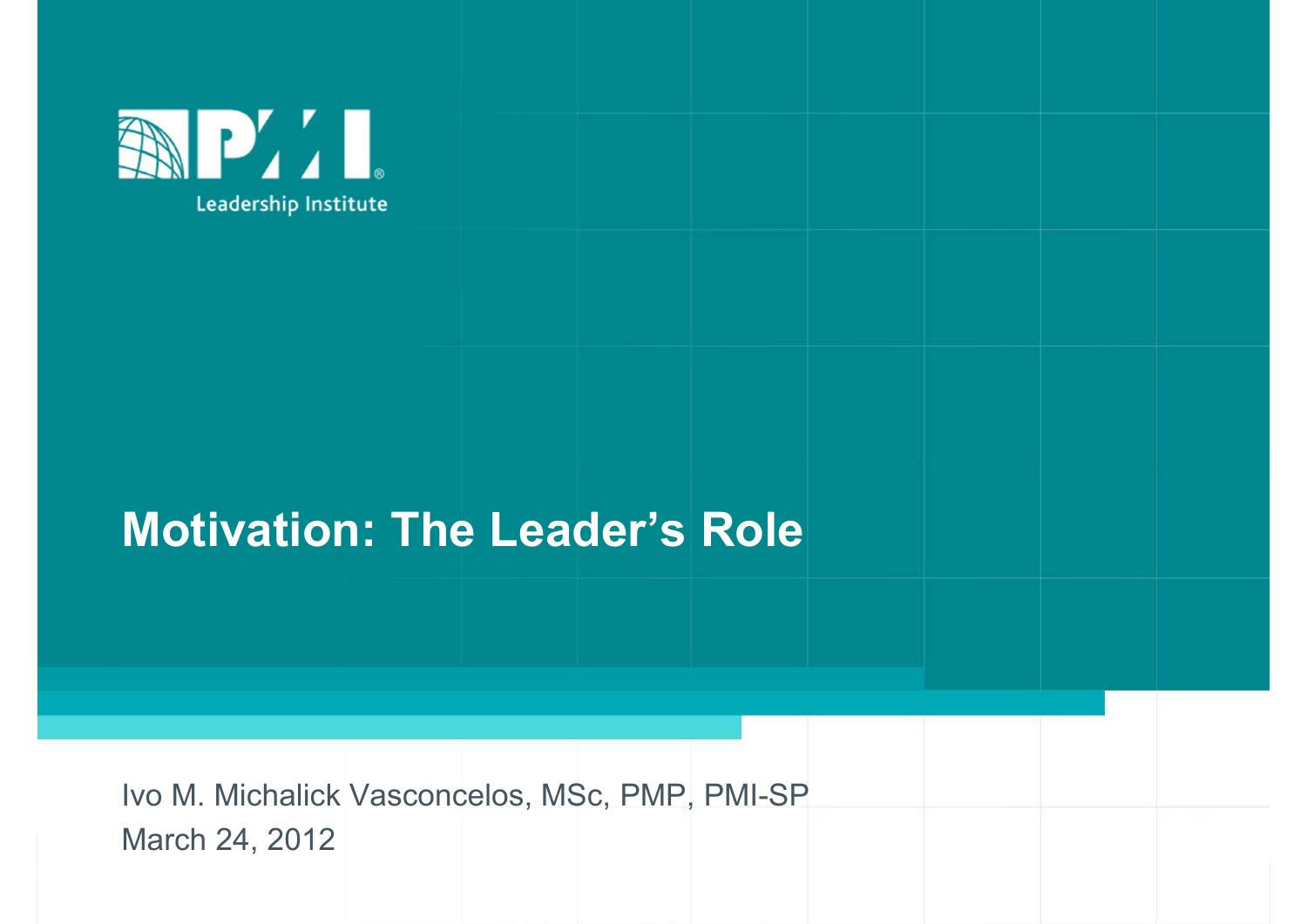PMI Leadership Institute

# Motivation: The Leader's Role

Ivo M. Michalick Vasconcelos, MSc, PMP, PMI-SP

March 24, 2012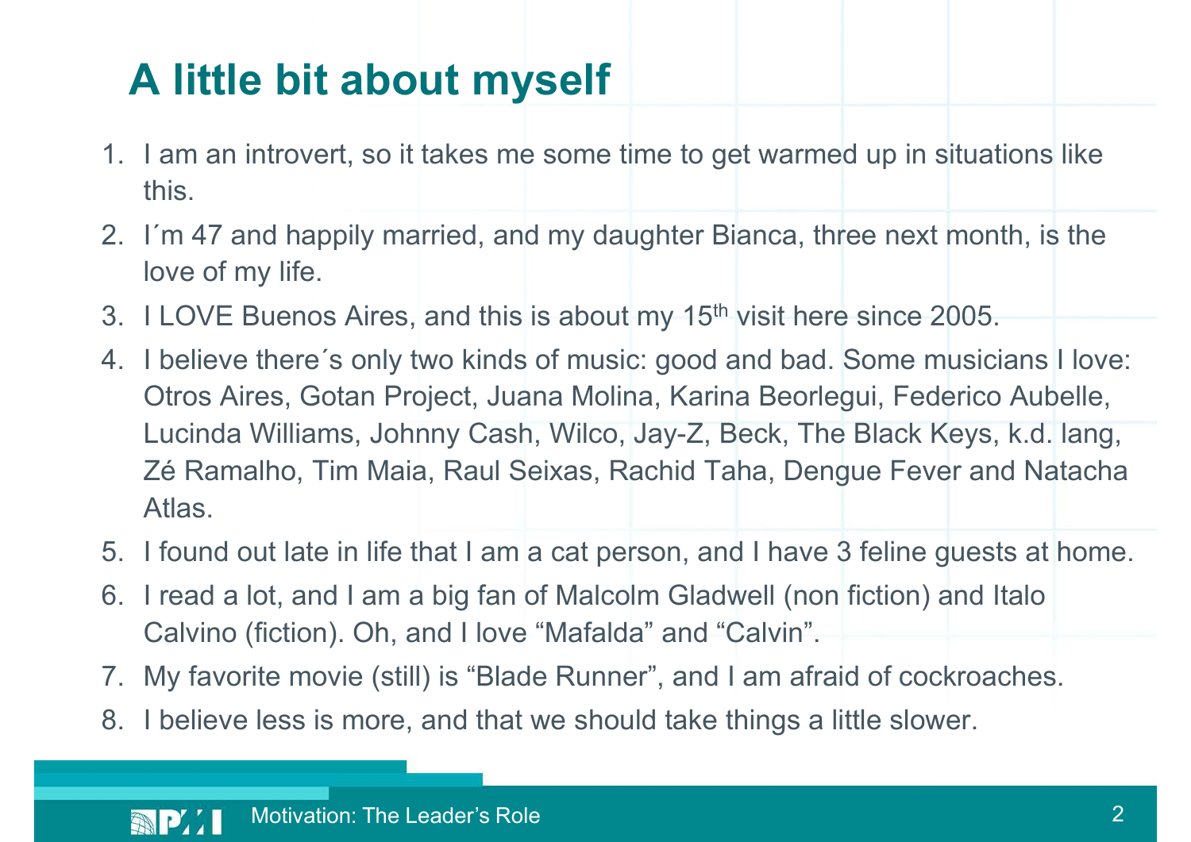# A little bit about myself

1. I am an introvert, so it takes me some time to get warmed up in situations like this.
2. I´m 47 and happily married, and my daughter Bianca, three next month, is the love of my life.
3. I LOVE Buenos Aires, and this is about my 15th visit here since 2005.
4. I believe there´s only two kinds of music: good and bad. Some musicians I love: Otros Aires, Gotan Project, Juana Molina, Karina Beorlegui, Federico Aubelle, Lucinda Williams, Johnny Cash, Wilco, Jay-Z, Beck, The Black Keys, k.d. lang, Zé Ramalho, Tim Maia, Raul Seixas, Rachid Taha, Dengue Fever and Natacha Atlas.
5. I found out late in life that I am a cat person, and I have 3 feline guests at home.
6. I read a lot, and I am a big fan of Malcolm Gladwell (non fiction) and Italo Calvino (fiction). Oh, and I love “Mafalda” and “Calvin”.
7. My favorite movie (still) is “Blade Runner”, and I am afraid of cockroaches.
8. I believe less is more, and that we should take things a little slower.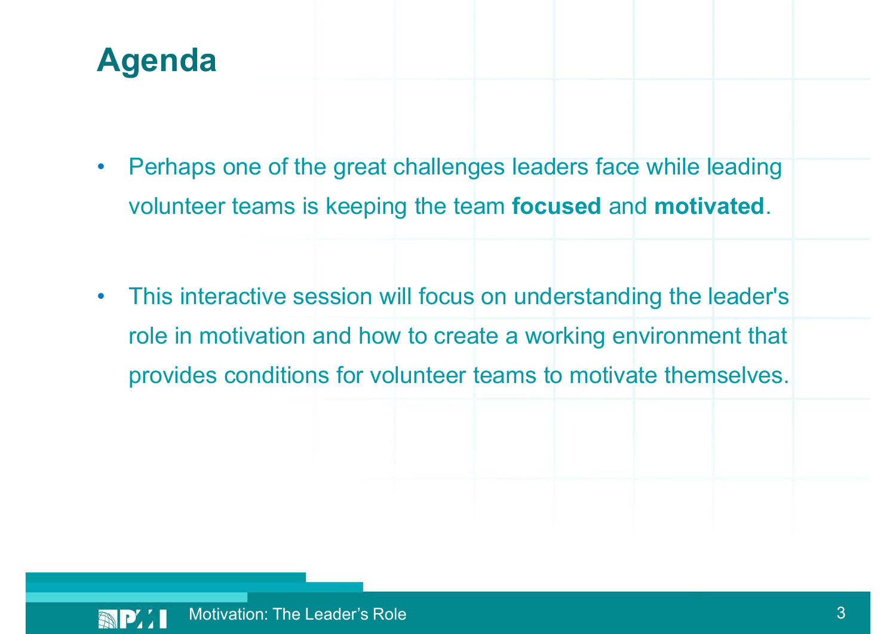# Agenda

- Perhaps one of the great challenges leaders face while leading volunteer teams is keeping the team **focused** and **motivated**.

- This interactive session will focus on understanding the leader's role in motivation and how to create a working environment that provides conditions for volunteer teams to motivate themselves.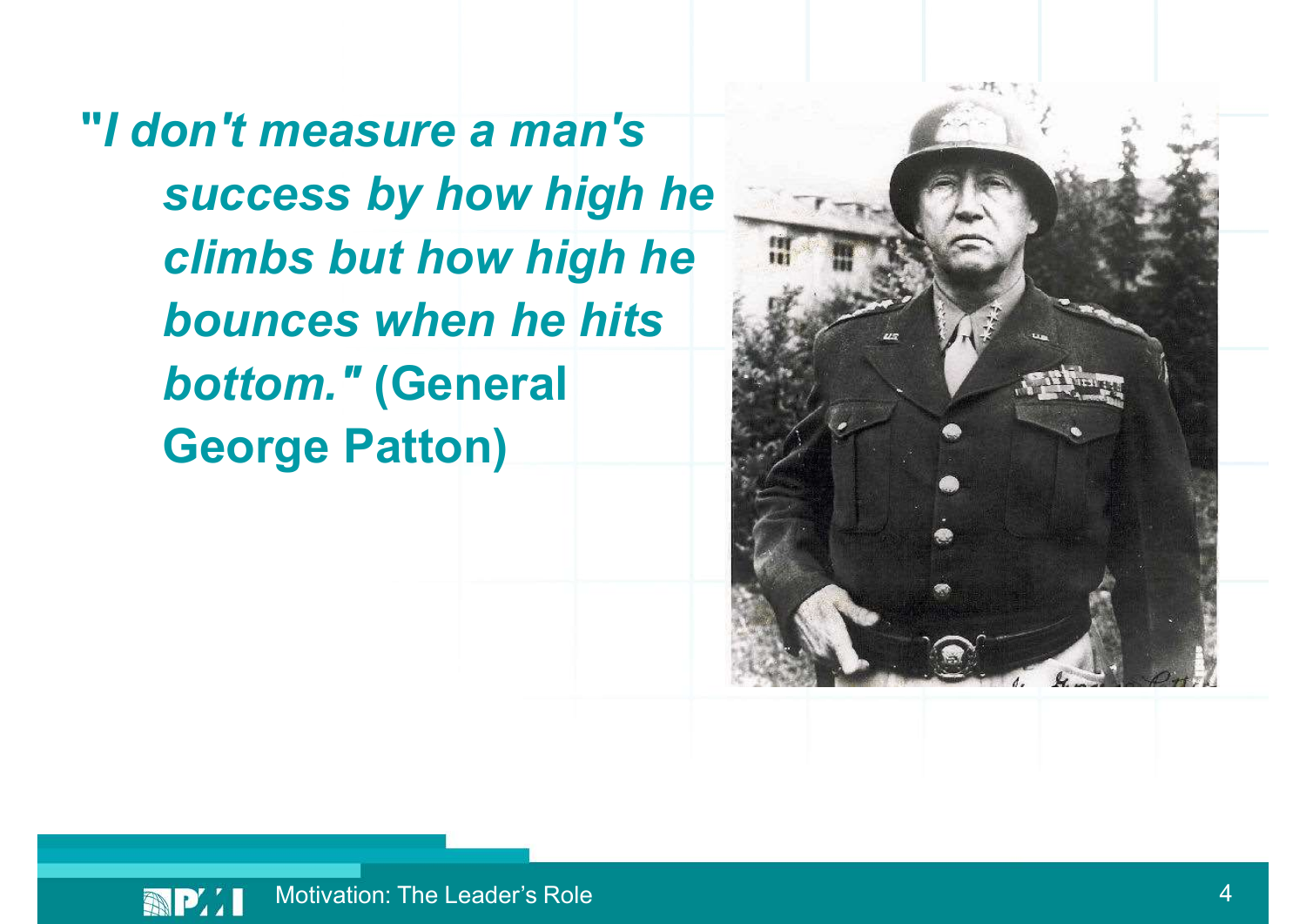*"I don't measure a man's success by how high he climbs but how high he bounces when he hits bottom."* **(General George Patton)**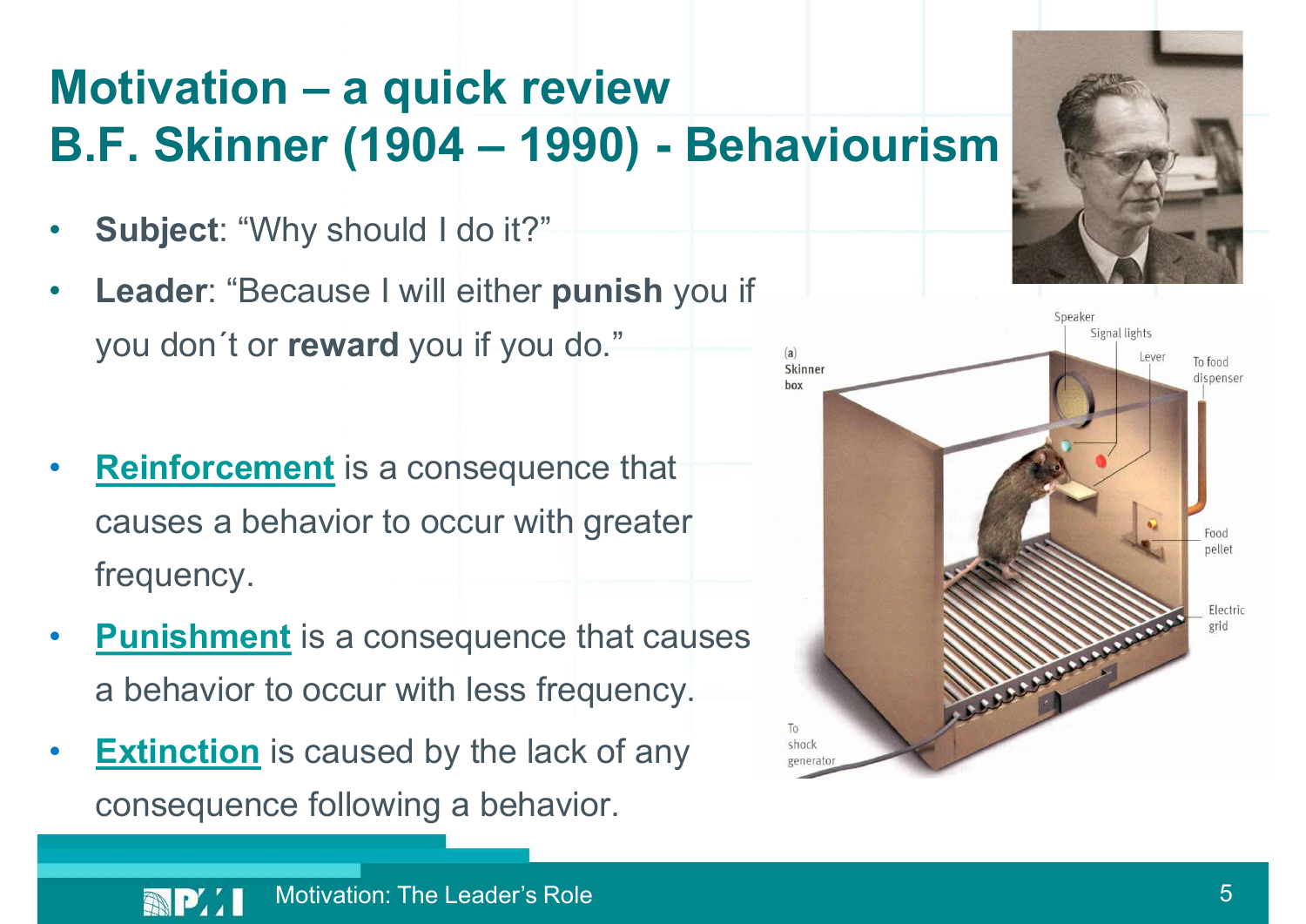# Motivation – a quick review
# B.F. Skinner (1904 – 1990) - Behaviourism

- **Subject**: "Why should I do it?"
- **Leader**: "Because I will either **punish** you if you don´t or **reward** you if you do."

- **Reinforcement** is a consequence that causes a behavior to occur with greater frequency.
- **Punishment** is a consequence that causes a behavior to occur with less frequency.
- **Extinction** is caused by the lack of any consequence following a behavior.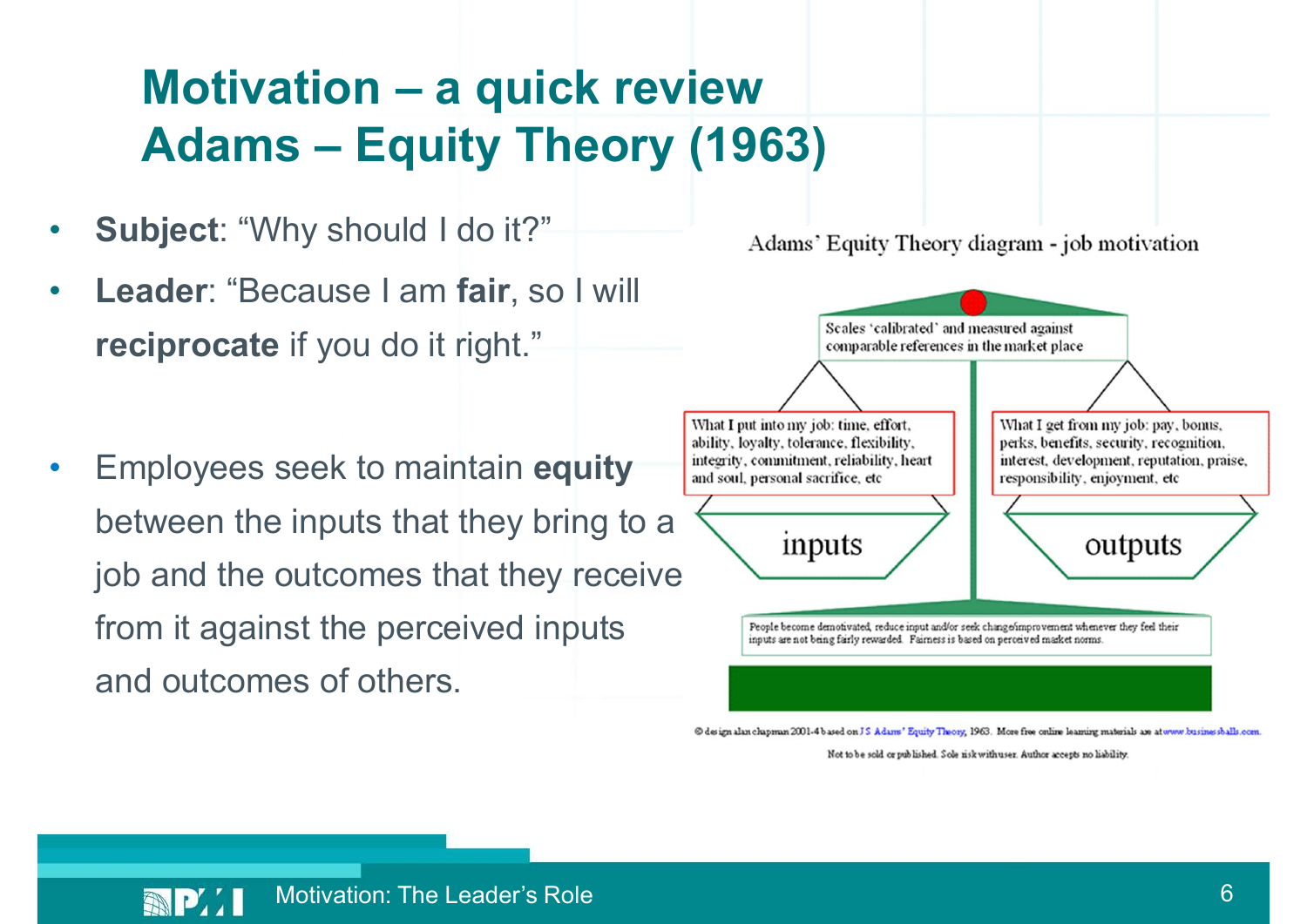# Motivation – a quick review
# Adams – Equity Theory (1963)

- **Subject**: "Why should I do it?"
- **Leader**: "Because I am **fair**, so I will **reciprocate** if you do it right."

- Employees seek to maintain **equity** between the inputs that they bring to a job and the outcomes that they receive from it against the perceived inputs and outcomes of others.

Adams' Equity Theory diagram - job motivation

Scales 'calibrated' and measured against comparable references in the market place

What I put into my job: time, effort, ability, loyalty, tolerance, flexibility, integrity, commitment, reliability, heart and soul, personal sacrifice, etc

inputs

What I get from my job: pay, bonus, perks, benefits, security, recognition, interest, development, reputation, praise, responsibility, enjoyment, etc

outputs

People become demotivated, reduce input and/or seek change/improvement whenever they feel their inputs are not being fairly rewarded. Fairness is based on perceived market norms.

© design alan chapman 2001-4 based on J S Adams' Equity Theory, 1963. More free online learning materials are at www.businessballs.com. Not to be sold or published. Sole risk with user. Author accepts no liability.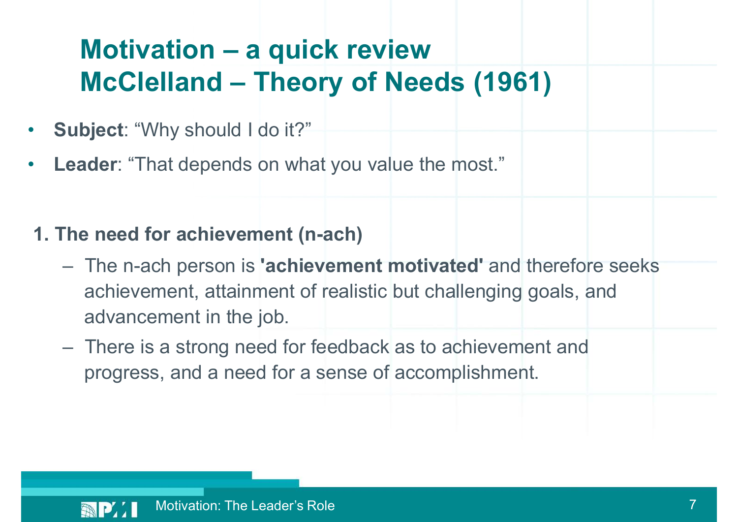# Motivation – a quick review
# McClelland – Theory of Needs (1961)

- **Subject**: "Why should I do it?"
- **Leader**: "That depends on what you value the most."

1. **The need for achievement (n-ach)**
   - The n-ach person is **'achievement motivated'** and therefore seeks achievement, attainment of realistic but challenging goals, and advancement in the job.
   - There is a strong need for feedback as to achievement and progress, and a need for a sense of accomplishment.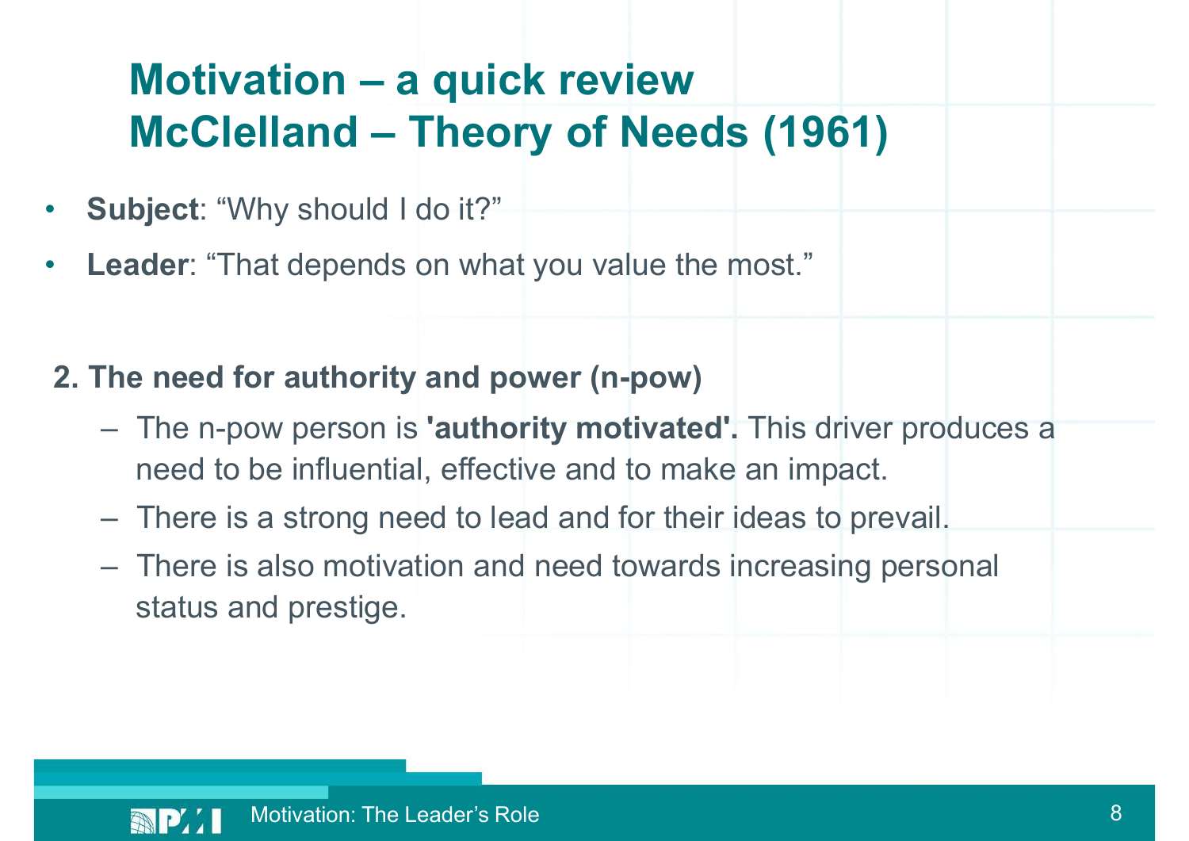# Motivation – a quick review
# McClelland – Theory of Needs (1961)

- **Subject**: “Why should I do it?”
- **Leader**: “That depends on what you value the most.”

**2. The need for authority and power (n-pow)**

- The n-pow person is **'authority motivated'.** This driver produces a need to be influential, effective and to make an impact.
- There is a strong need to lead and for their ideas to prevail.
- There is also motivation and need towards increasing personal status and prestige.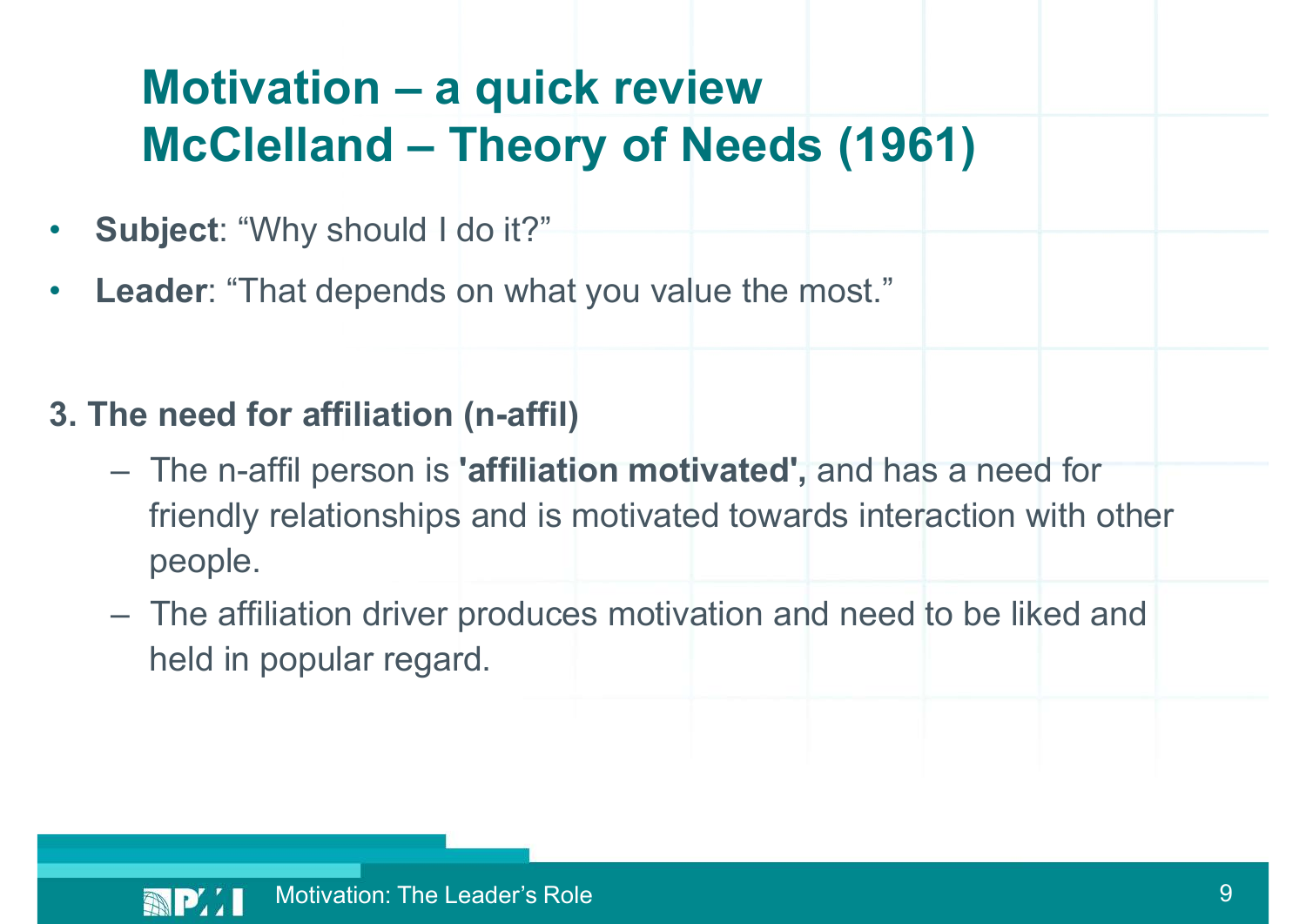# Motivation – a quick review
# McClelland – Theory of Needs (1961)

- **Subject**: “Why should I do it?”
- **Leader**: “That depends on what you value the most.”

**3. The need for affiliation (n-affil)**

- The n-affil person is **'affiliation motivated',** and has a need for friendly relationships and is motivated towards interaction with other people.
- The affiliation driver produces motivation and need to be liked and held in popular regard.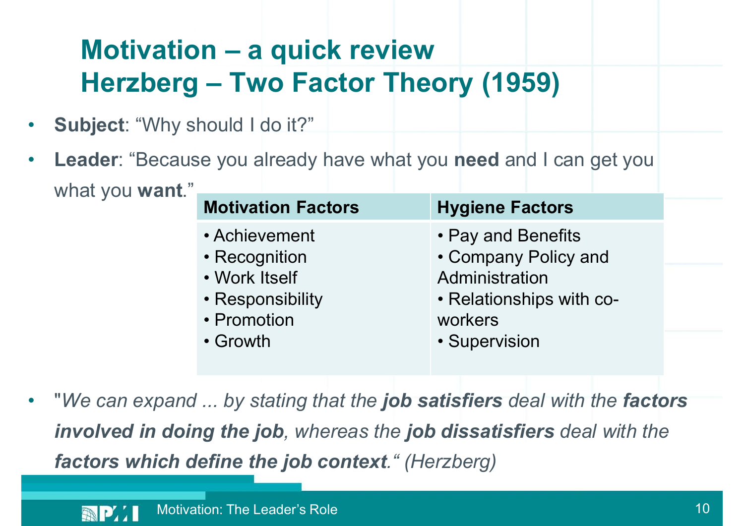# Motivation – a quick review
# Herzberg – Two Factor Theory (1959)

- **Subject**: "Why should I do it?"
- **Leader**: "Because you already have what you **need** and I can get you what you **want**."

| Motivation Factors | Hygiene Factors |
|---|---|
| • Achievement<br>• Recognition<br>• Work Itself<br>• Responsibility<br>• Promotion<br>• Growth | • Pay and Benefits<br>• Company Policy and Administration<br>• Relationships with co-workers<br>• Supervision |

- "*We can expand ... by stating that the **job satisfiers** deal with the **factors involved in doing the job**, whereas the **job dissatisfiers** deal with the **factors which define the job context**.*" (Herzberg)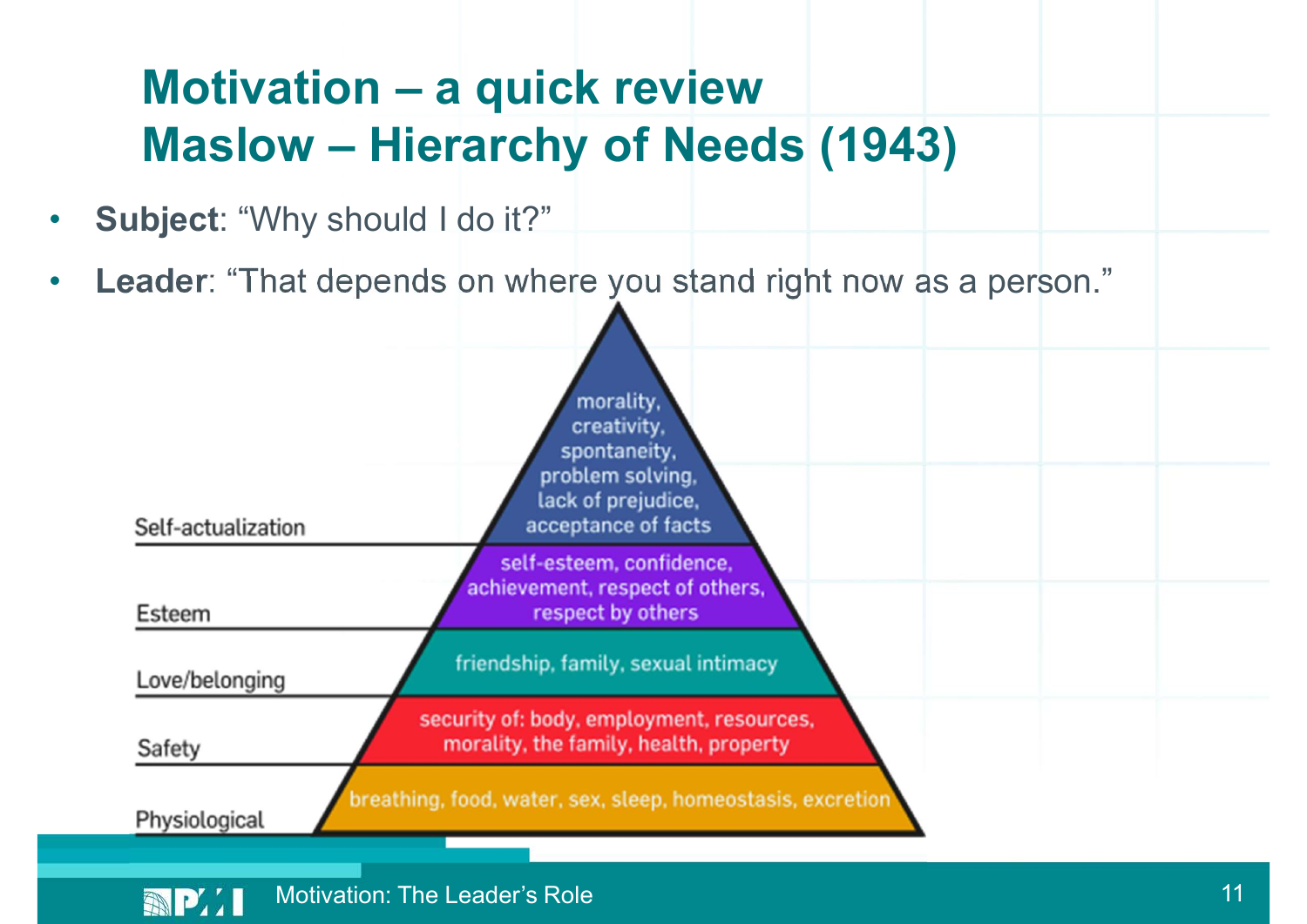# Motivation – a quick review
# Maslow – Hierarchy of Needs (1943)

- **Subject**: "Why should I do it?"
- **Leader**: "That depends on where you stand right now as a person."

| Level | Needs |
| --- | --- |
| Self-actualization | morality, creativity, spontaneity, problem solving, lack of prejudice, acceptance of facts |
| Esteem | self-esteem, confidence, achievement, respect of others, respect by others |
| Love/belonging | friendship, family, sexual intimacy |
| Safety | security of: body, employment, resources, morality, the family, health, property |
| Physiological | breathing, food, water, sex, sleep, homeostasis, excretion |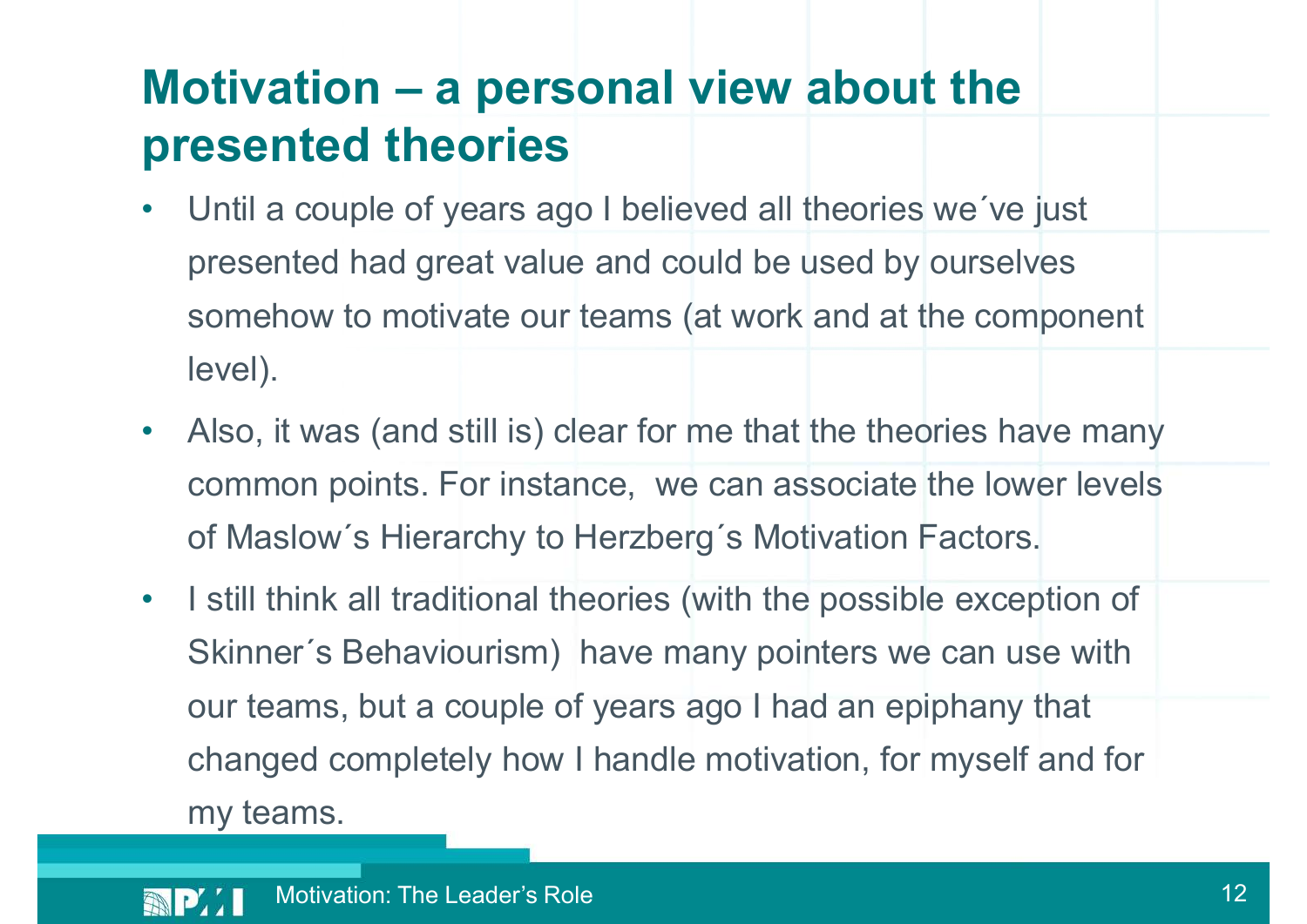# Motivation – a personal view about the presented theories

- Until a couple of years ago I believed all theories we´ve just presented had great value and could be used by ourselves somehow to motivate our teams (at work and at the component level).
- Also, it was (and still is) clear for me that the theories have many common points. For instance, we can associate the lower levels of Maslow´s Hierarchy to Herzberg´s Motivation Factors.
- I still think all traditional theories (with the possible exception of Skinner´s Behaviourism) have many pointers we can use with our teams, but a couple of years ago I had an epiphany that changed completely how I handle motivation, for myself and for my teams.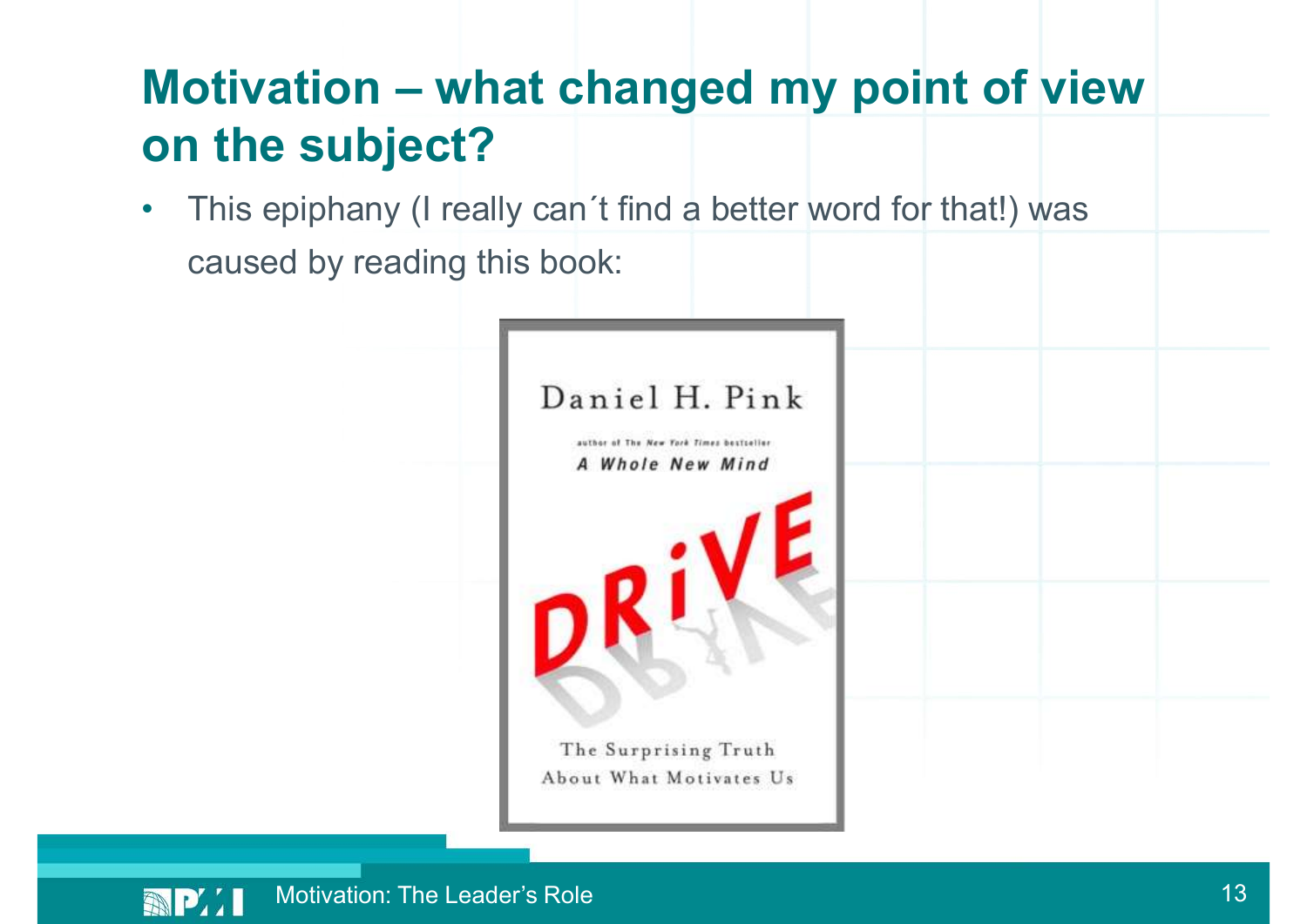# Motivation – what changed my point of view on the subject?

- This epiphany (I really can´t find a better word for that!) was caused by reading this book:

Daniel H. Pink

author of The New York Times bestseller

*A Whole New Mind*

DRiVE

The Surprising Truth About What Motivates Us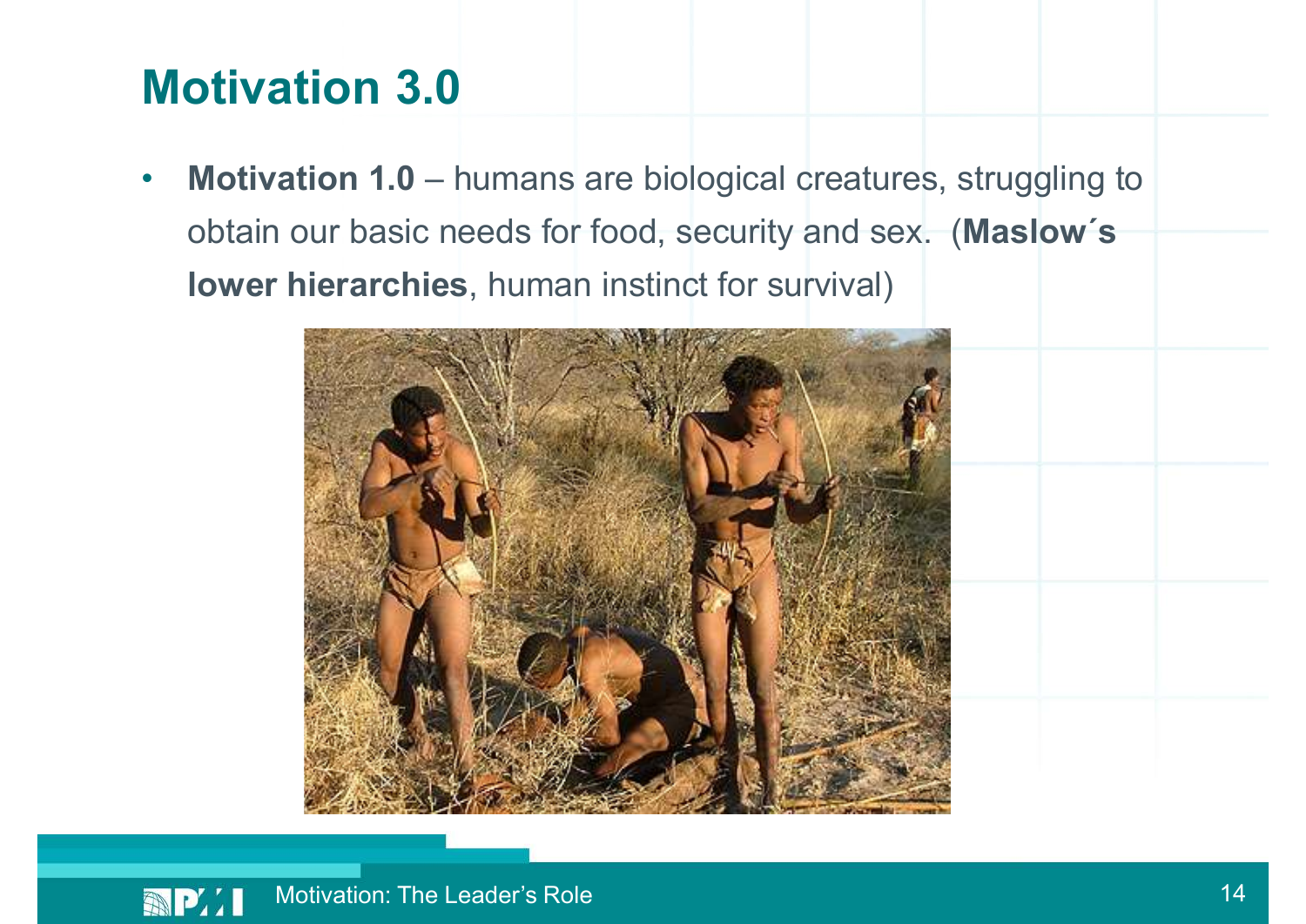# Motivation 3.0

- **Motivation 1.0** – humans are biological creatures, struggling to obtain our basic needs for food, security and sex. (**Maslow´s lower hierarchies**, human instinct for survival)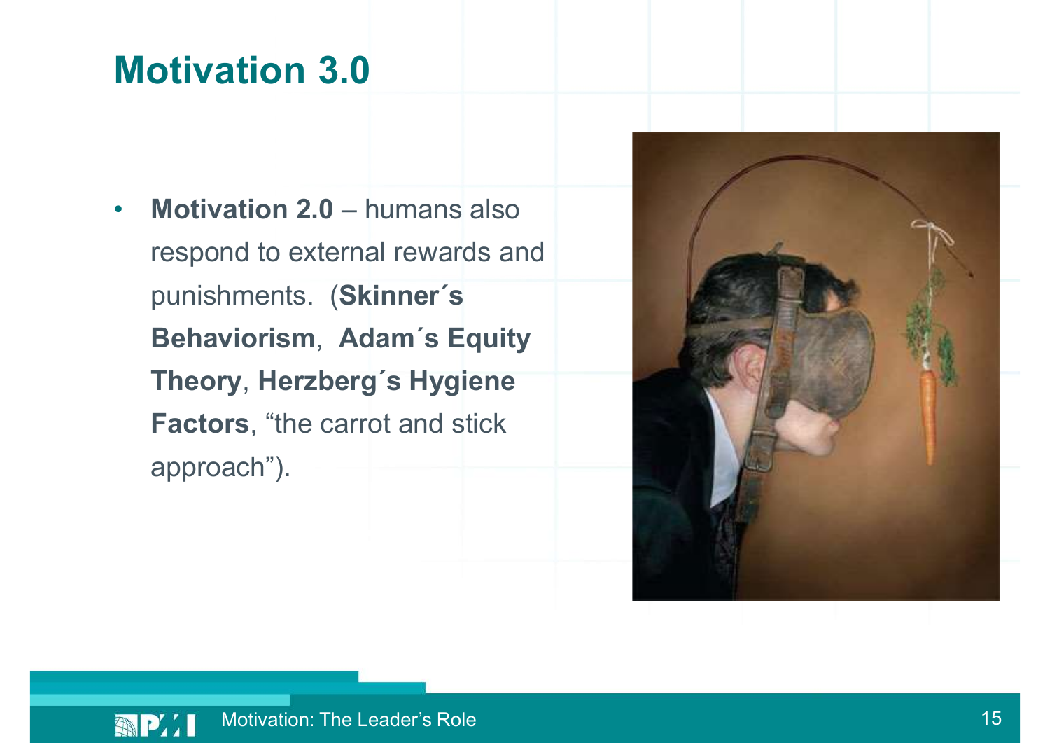# Motivation 3.0

- **Motivation 2.0** – humans also respond to external rewards and punishments. (**Skinner´s Behaviorism**, **Adam´s Equity Theory**, **Herzberg´s Hygiene Factors**, "the carrot and stick approach").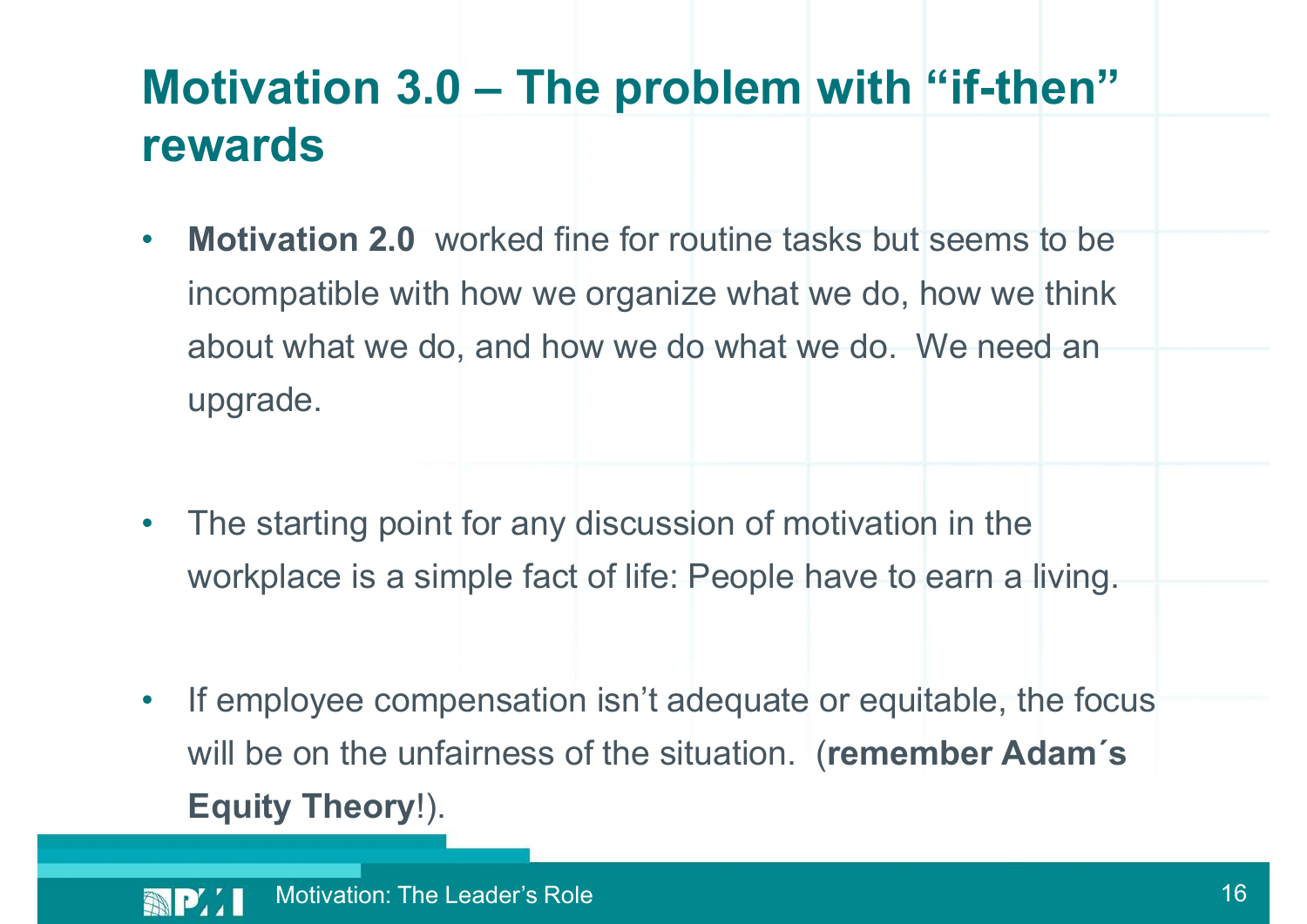# Motivation 3.0 – The problem with "if-then" rewards

- **Motivation 2.0** worked fine for routine tasks but seems to be incompatible with how we organize what we do, how we think about what we do, and how we do what we do. We need an upgrade.

- The starting point for any discussion of motivation in the workplace is a simple fact of life: People have to earn a living.

- If employee compensation isn't adequate or equitable, the focus will be on the unfairness of the situation. (**remember Adam´s Equity Theory**!).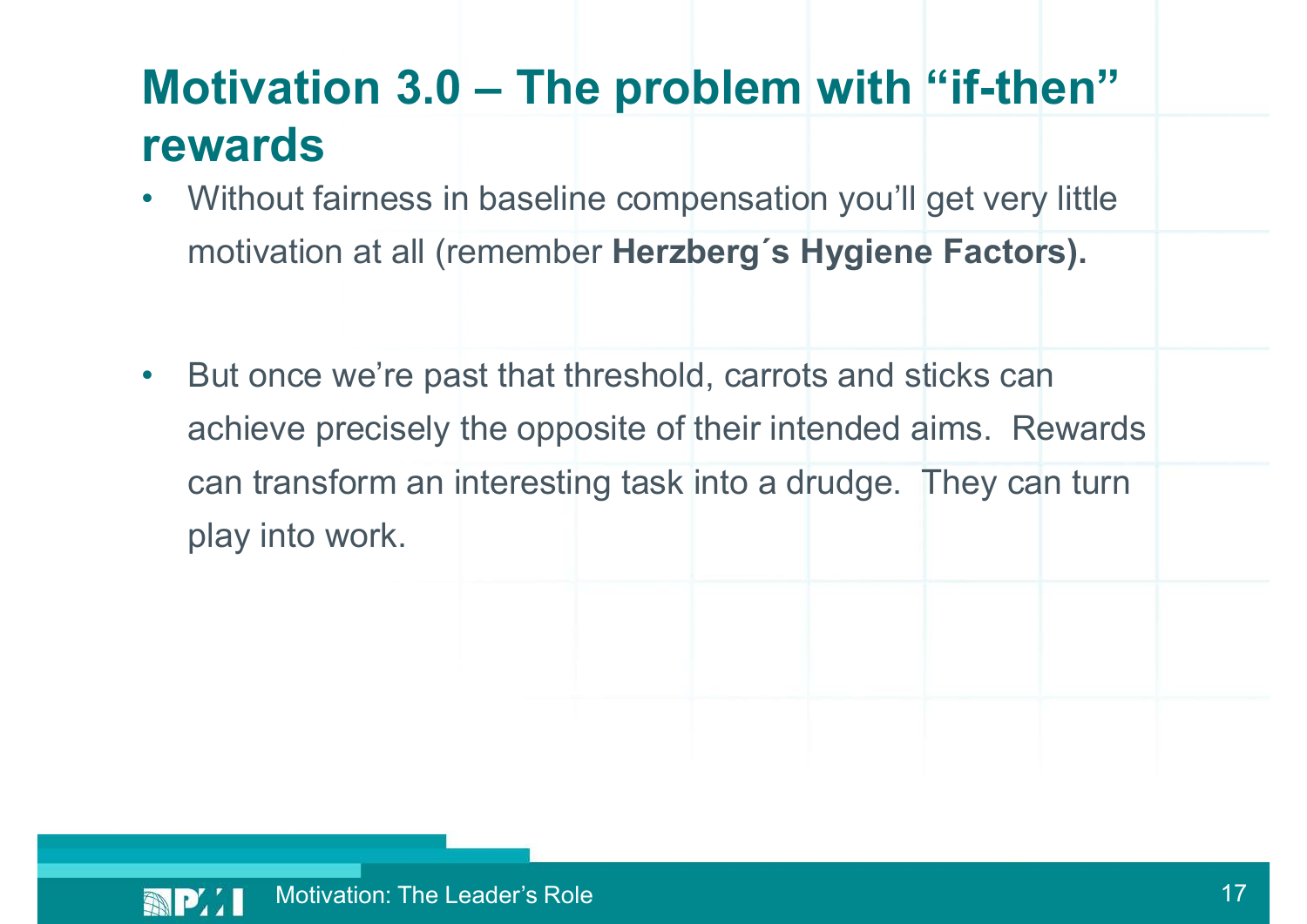# Motivation 3.0 – The problem with “if-then” rewards

- Without fairness in baseline compensation you’ll get very little motivation at all (remember **Herzberg´s Hygiene Factors).**

- But once we’re past that threshold, carrots and sticks can achieve precisely the opposite of their intended aims. Rewards can transform an interesting task into a drudge. They can turn play into work.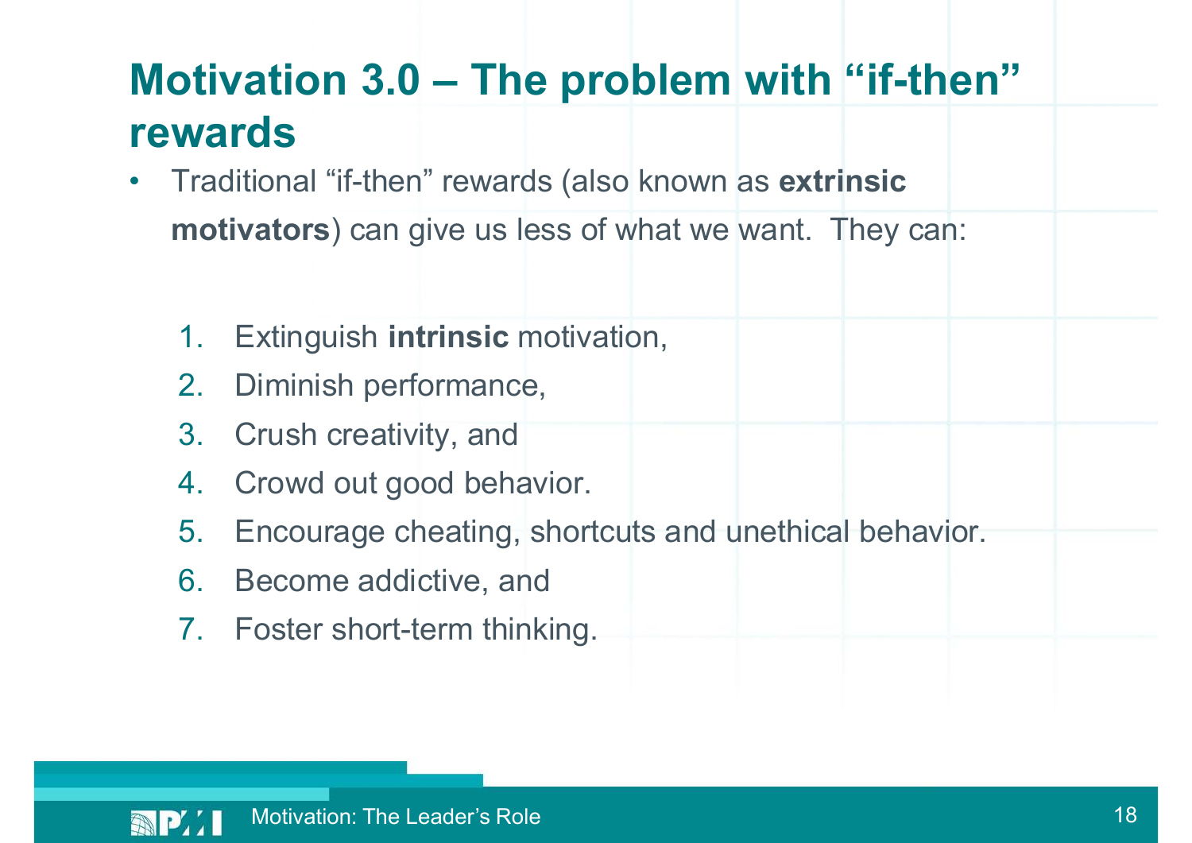# Motivation 3.0 – The problem with "if-then" rewards

- Traditional "if-then" rewards (also known as **extrinsic motivators**) can give us less of what we want. They can:

  1. Extinguish **intrinsic** motivation,
  2. Diminish performance,
  3. Crush creativity, and
  4. Crowd out good behavior.
  5. Encourage cheating, shortcuts and unethical behavior.
  6. Become addictive, and
  7. Foster short-term thinking.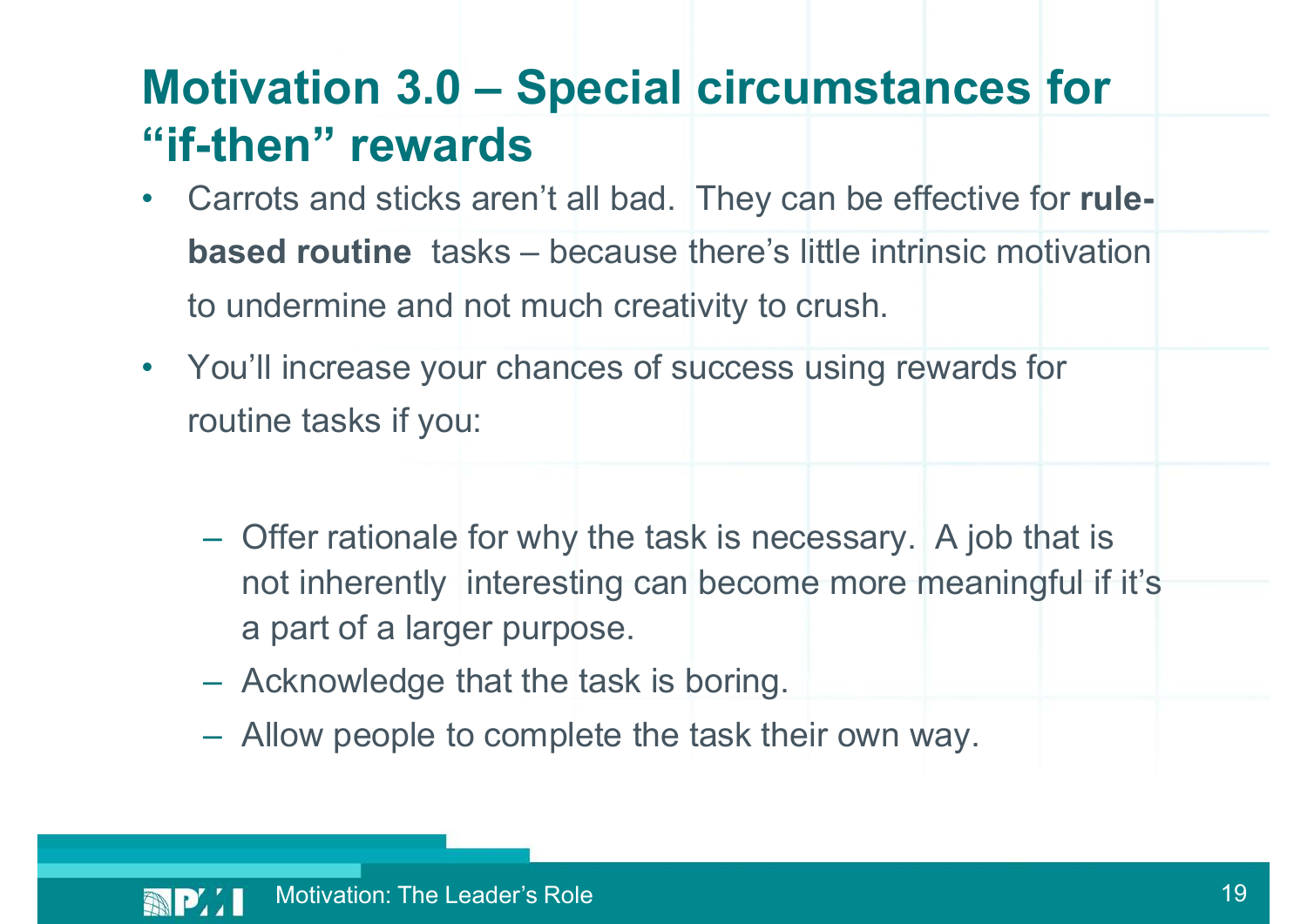# Motivation 3.0 – Special circumstances for "if-then" rewards

- Carrots and sticks aren't all bad. They can be effective for **rule-based routine** tasks – because there's little intrinsic motivation to undermine and not much creativity to crush.
- You'll increase your chances of success using rewards for routine tasks if you:
  - Offer rationale for why the task is necessary. A job that is not inherently interesting can become more meaningful if it's a part of a larger purpose.
  - Acknowledge that the task is boring.
  - Allow people to complete the task their own way.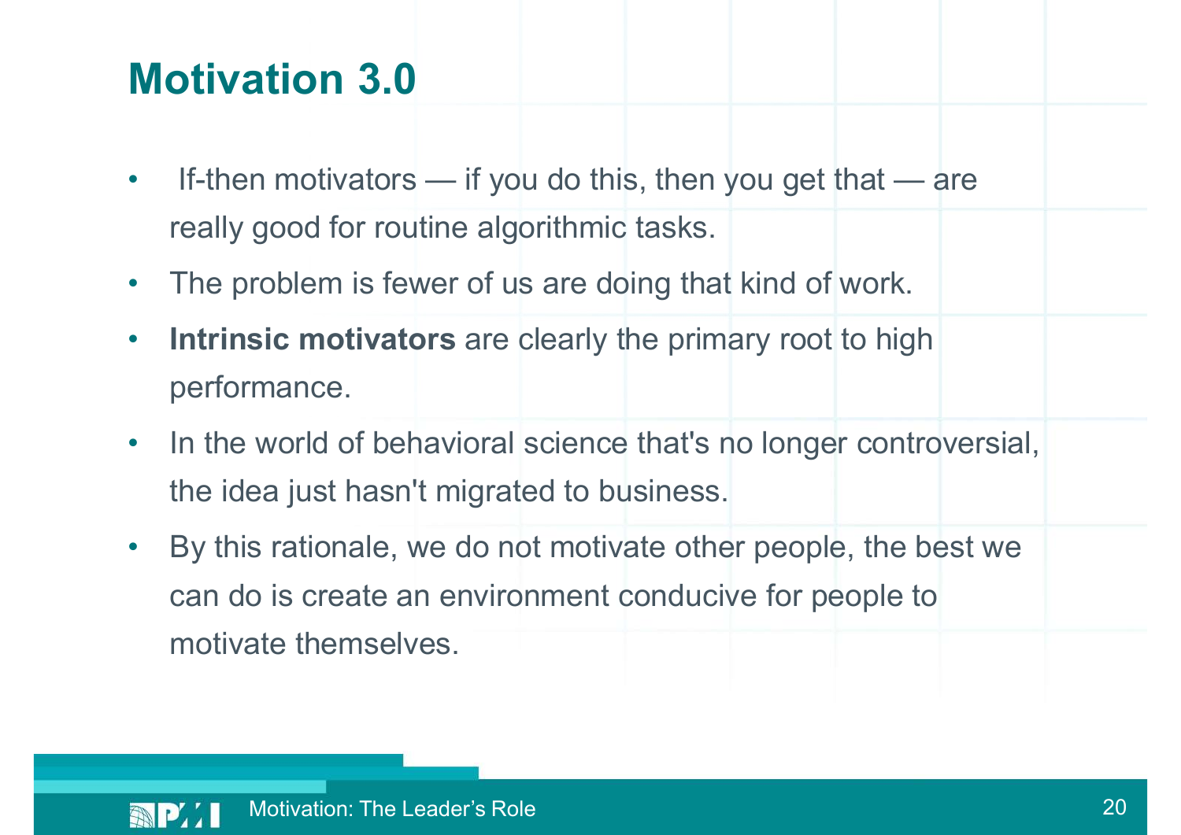# Motivation 3.0

- If-then motivators — if you do this, then you get that — are really good for routine algorithmic tasks.
- The problem is fewer of us are doing that kind of work.
- **Intrinsic motivators** are clearly the primary root to high performance.
- In the world of behavioral science that's no longer controversial, the idea just hasn't migrated to business.
- By this rationale, we do not motivate other people, the best we can do is create an environment conducive for people to motivate themselves.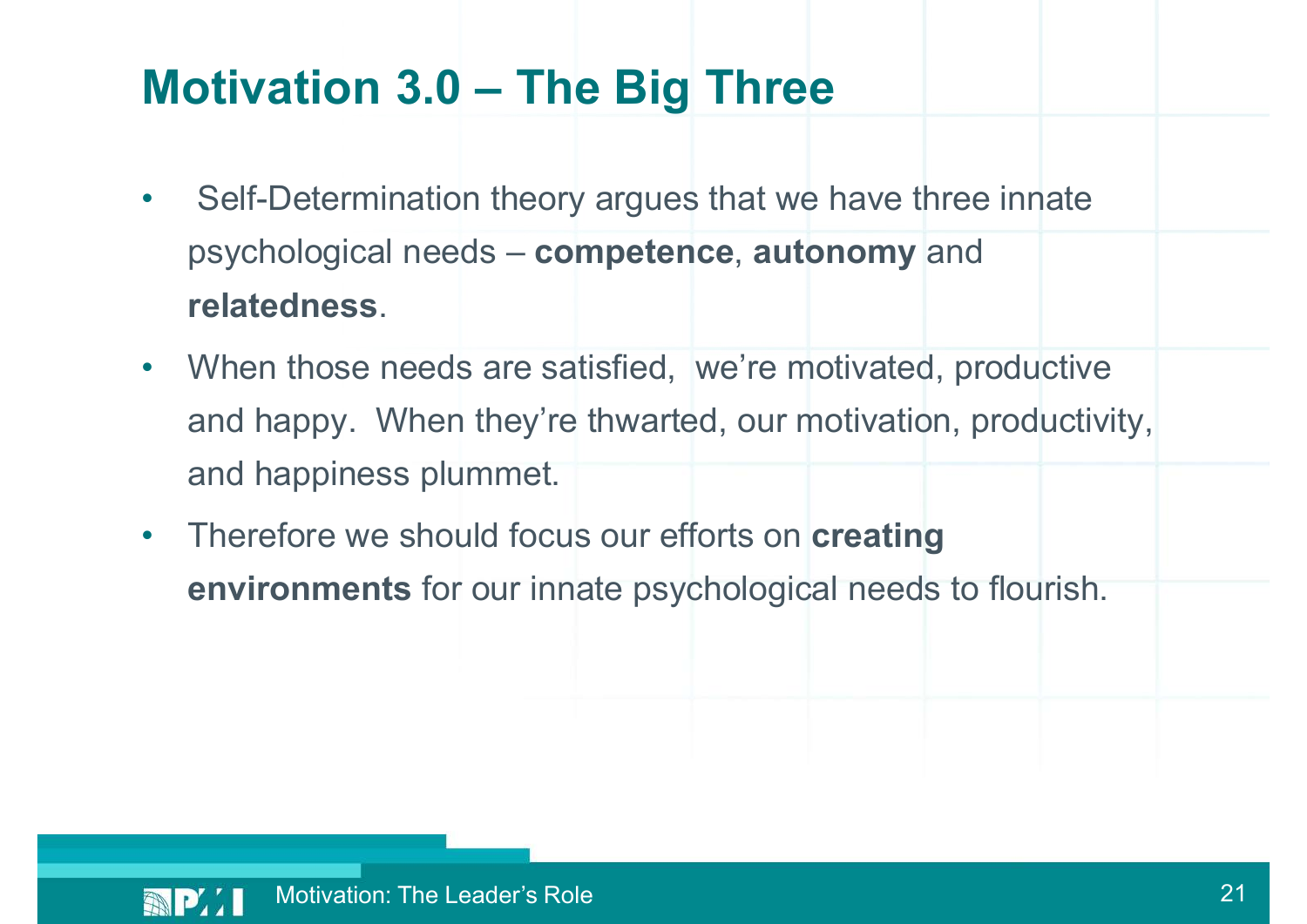# Motivation 3.0 – The Big Three

- Self-Determination theory argues that we have three innate psychological needs – **competence**, **autonomy** and **relatedness**.
- When those needs are satisfied, we're motivated, productive and happy. When they're thwarted, our motivation, productivity, and happiness plummet.
- Therefore we should focus our efforts on **creating environments** for our innate psychological needs to flourish.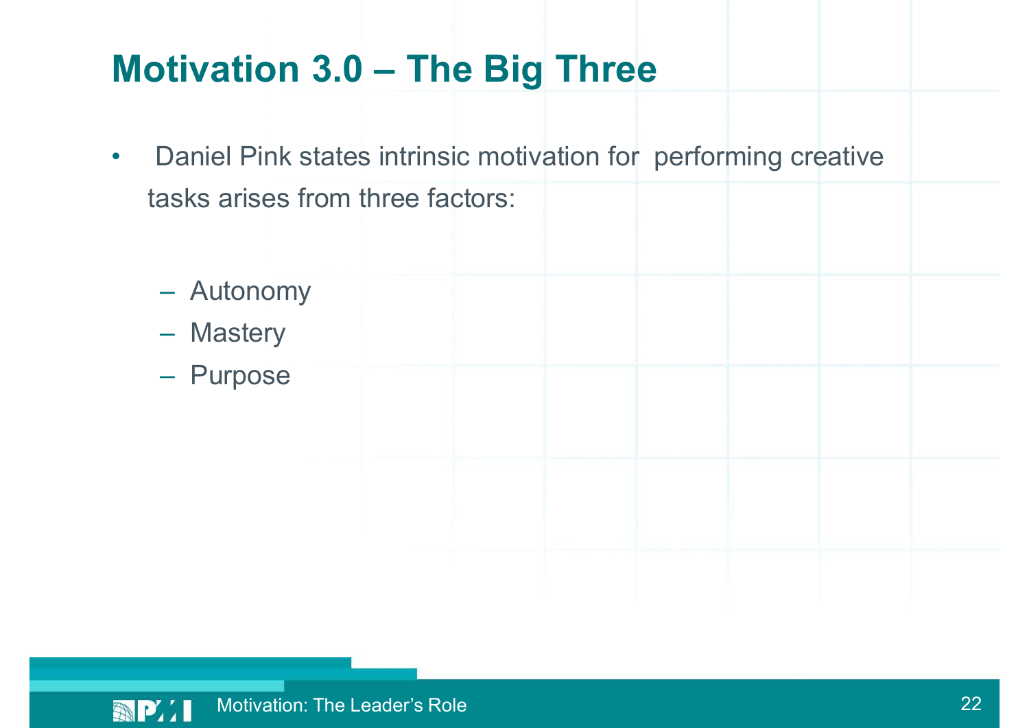# Motivation 3.0 – The Big Three

- Daniel Pink states intrinsic motivation for performing creative tasks arises from three factors:
  - Autonomy
  - Mastery
  - Purpose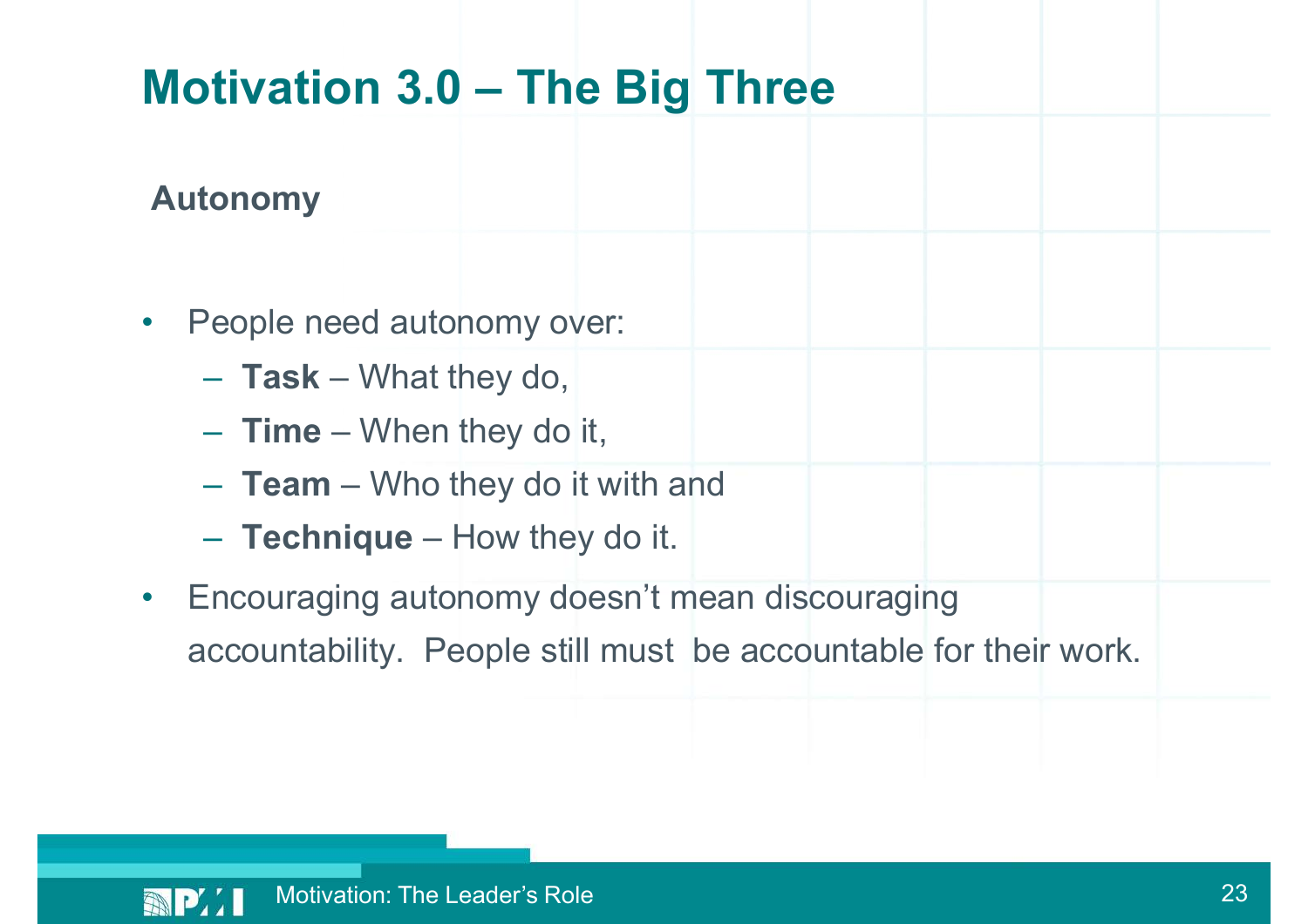# Motivation 3.0 – The Big Three

## Autonomy

- People need autonomy over:
  - **Task** – What they do,
  - **Time** – When they do it,
  - **Team** – Who they do it with and
  - **Technique** – How they do it.
- Encouraging autonomy doesn't mean discouraging accountability. People still must be accountable for their work.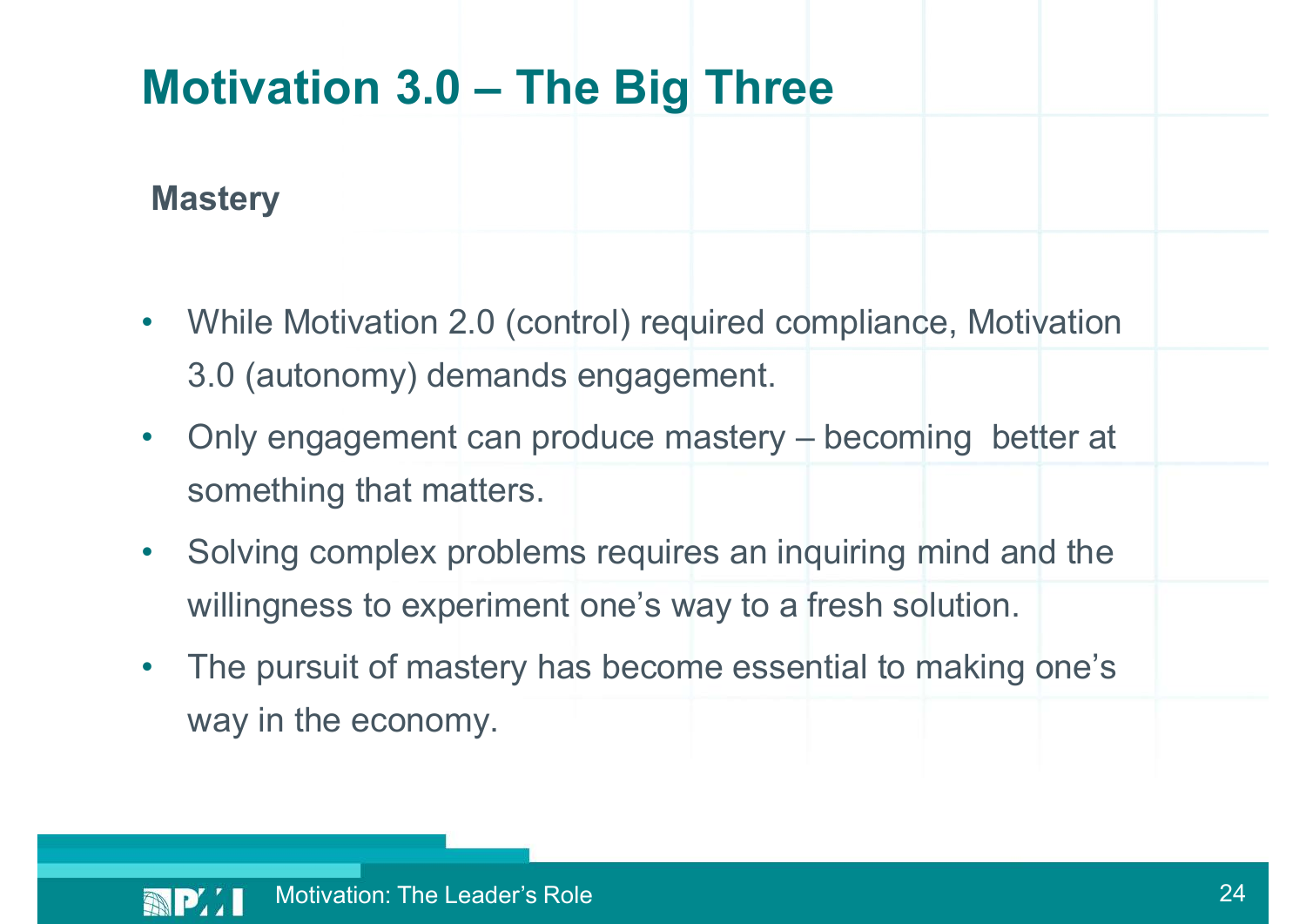# Motivation 3.0 – The Big Three

## Mastery

- While Motivation 2.0 (control) required compliance, Motivation 3.0 (autonomy) demands engagement.
- Only engagement can produce mastery – becoming better at something that matters.
- Solving complex problems requires an inquiring mind and the willingness to experiment one's way to a fresh solution.
- The pursuit of mastery has become essential to making one's way in the economy.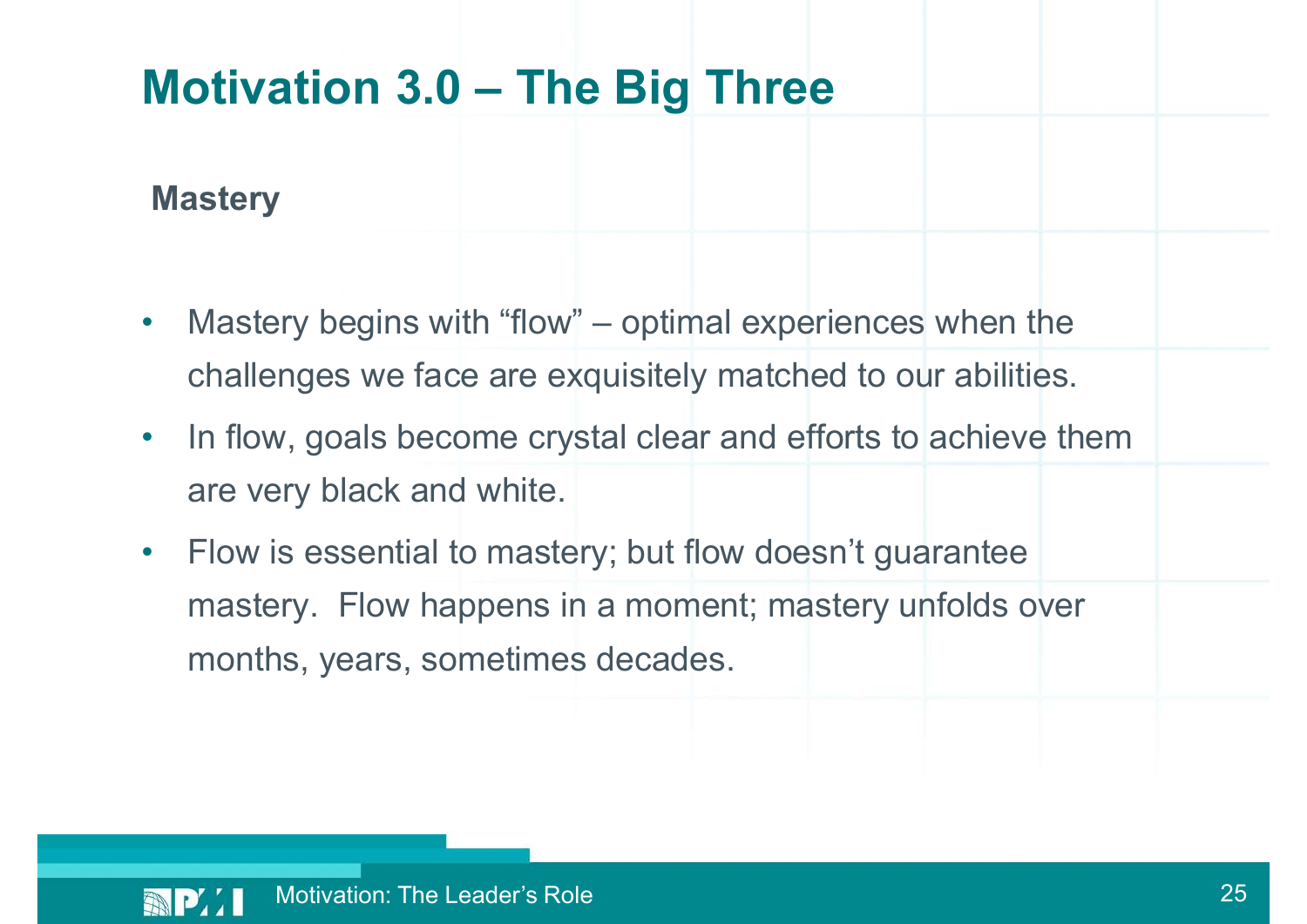# Motivation 3.0 – The Big Three

**Mastery**

- Mastery begins with "flow" – optimal experiences when the challenges we face are exquisitely matched to our abilities.
- In flow, goals become crystal clear and efforts to achieve them are very black and white.
- Flow is essential to mastery; but flow doesn't guarantee mastery. Flow happens in a moment; mastery unfolds over months, years, sometimes decades.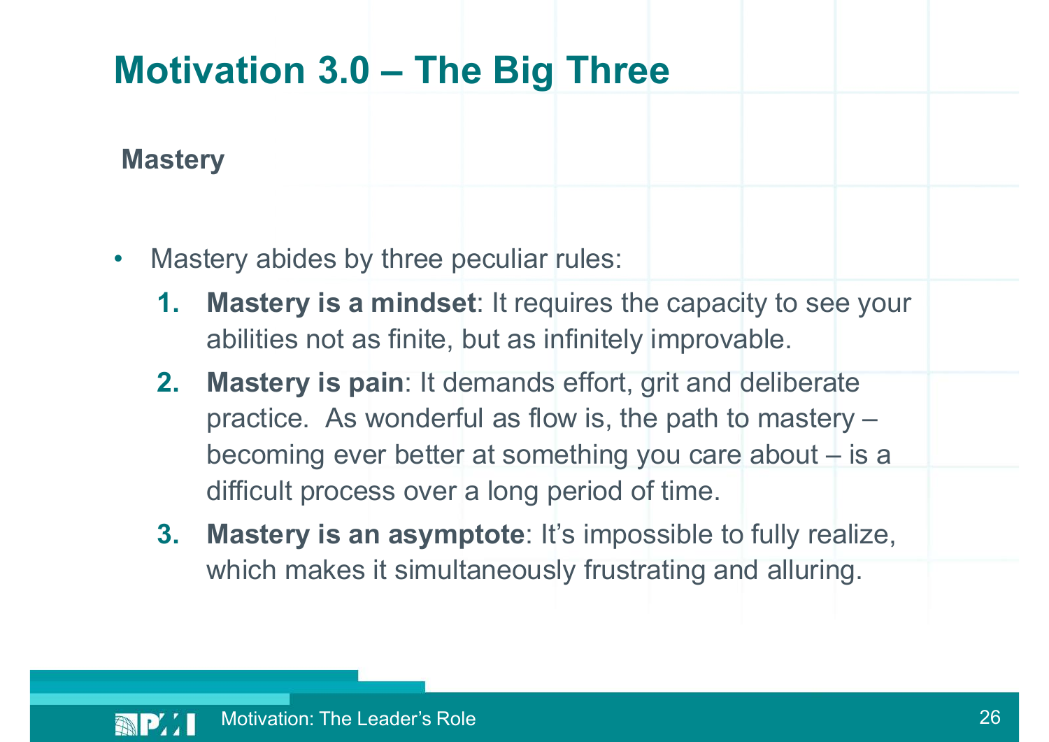# Motivation 3.0 – The Big Three

## Mastery

- Mastery abides by three peculiar rules:
  1. **Mastery is a mindset**: It requires the capacity to see your abilities not as finite, but as infinitely improvable.
  2. **Mastery is pain**: It demands effort, grit and deliberate practice. As wonderful as flow is, the path to mastery – becoming ever better at something you care about – is a difficult process over a long period of time.
  3. **Mastery is an asymptote**: It's impossible to fully realize, which makes it simultaneously frustrating and alluring.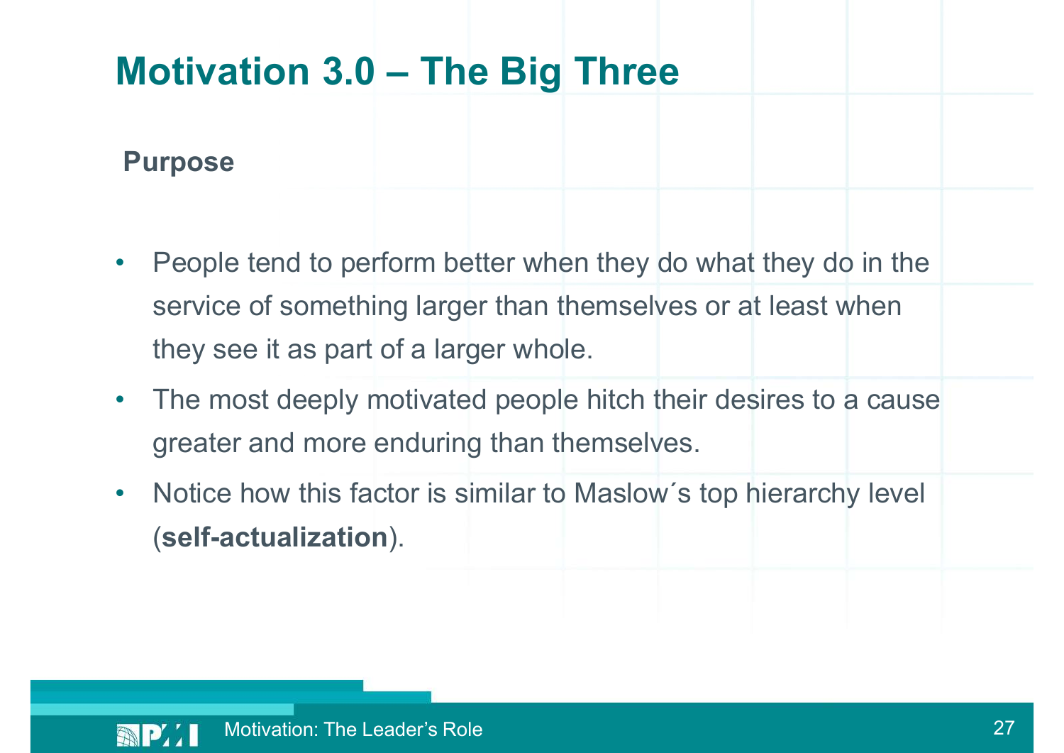# Motivation 3.0 – The Big Three

**Purpose**

- People tend to perform better when they do what they do in the service of something larger than themselves or at least when they see it as part of a larger whole.
- The most deeply motivated people hitch their desires to a cause greater and more enduring than themselves.
- Notice how this factor is similar to Maslow´s top hierarchy level (**self-actualization**).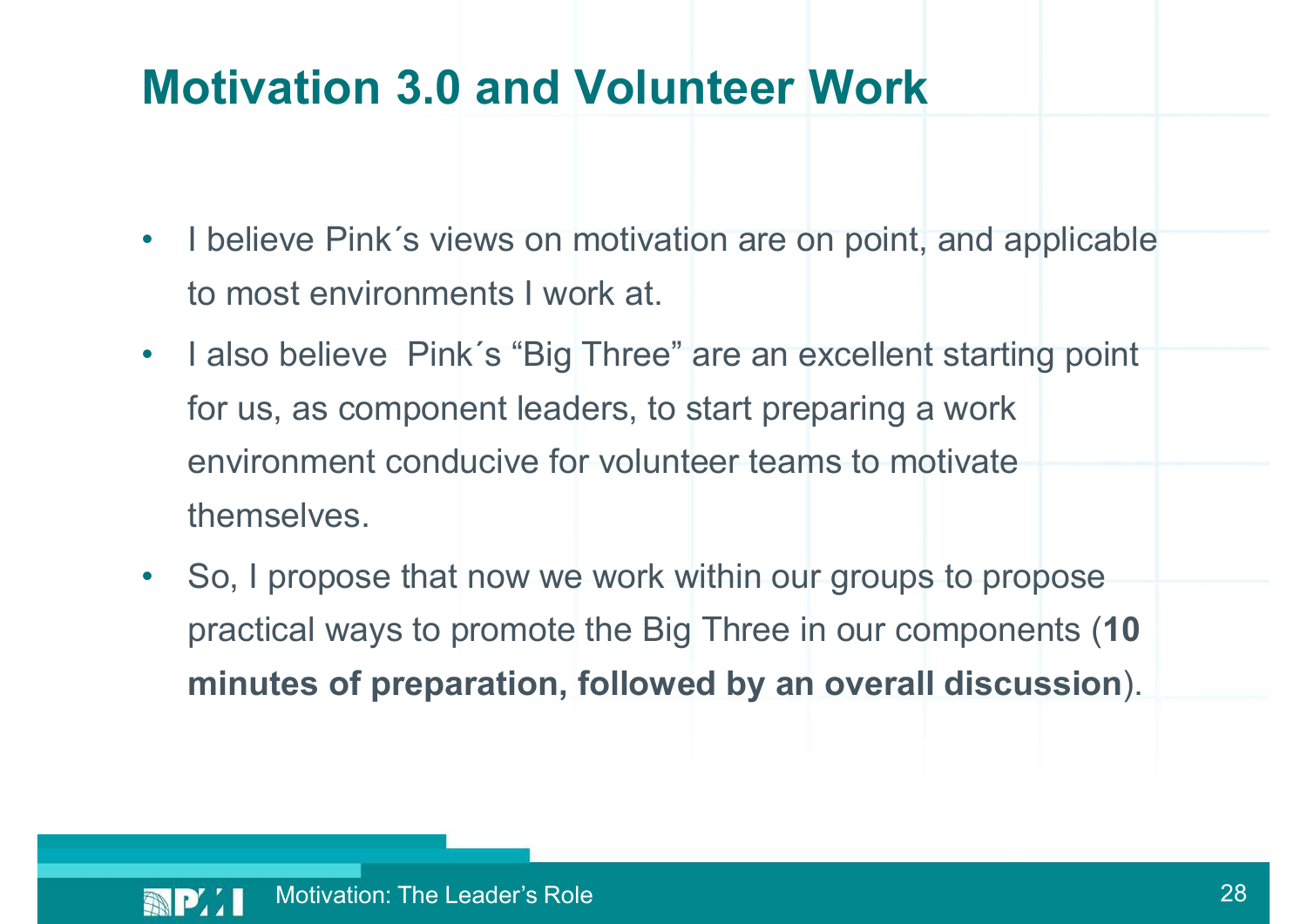# Motivation 3.0 and Volunteer Work

- I believe Pink´s views on motivation are on point, and applicable to most environments I work at.
- I also believe Pink´s "Big Three" are an excellent starting point for us, as component leaders, to start preparing a work environment conducive for volunteer teams to motivate themselves.
- So, I propose that now we work within our groups to propose practical ways to promote the Big Three in our components (**10 minutes of preparation, followed by an overall discussion**).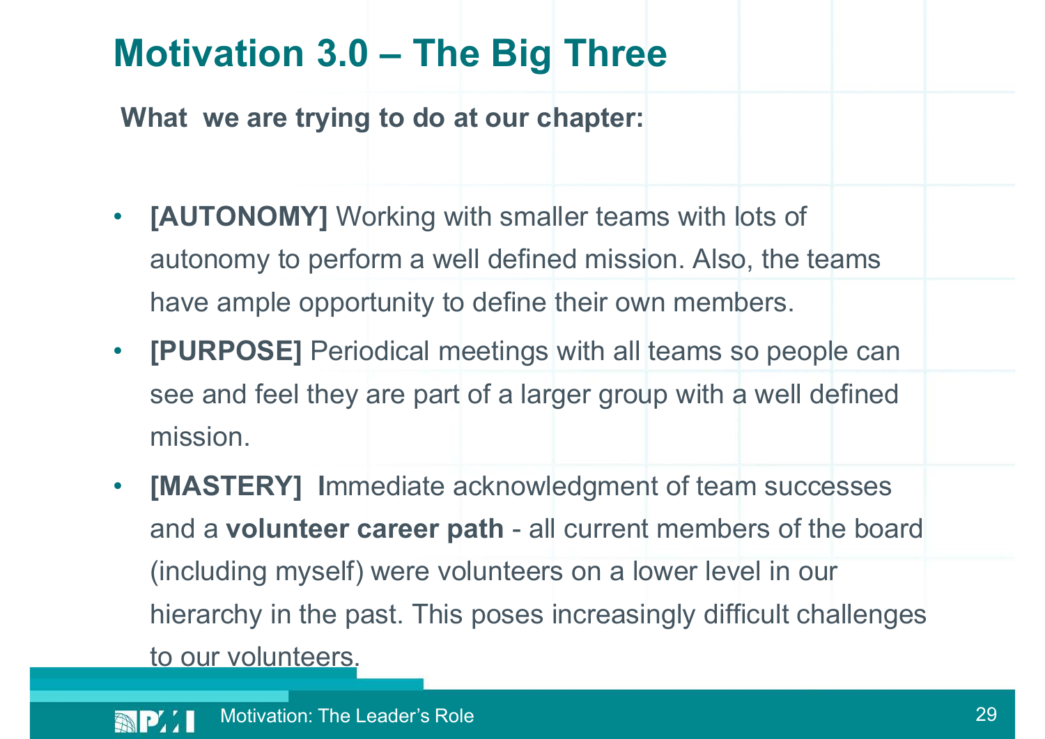# Motivation 3.0 – The Big Three

**What we are trying to do at our chapter:**

- **[AUTONOMY]** Working with smaller teams with lots of autonomy to perform a well defined mission. Also, the teams have ample opportunity to define their own members.
- **[PURPOSE]** Periodical meetings with all teams so people can see and feel they are part of a larger group with a well defined mission.
- **[MASTERY]** **I**mmediate acknowledgment of team successes and a **volunteer career path** - all current members of the board (including myself) were volunteers on a lower level in our hierarchy in the past. This poses increasingly difficult challenges to our volunteers.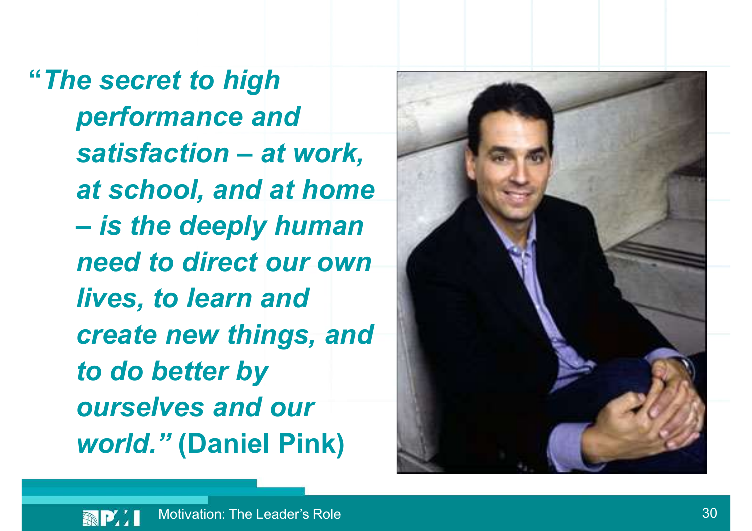*"The secret to high performance and satisfaction – at work, at school, and at home – is the deeply human need to direct our own lives, to learn and create new things, and to do better by ourselves and our world."* **(Daniel Pink)**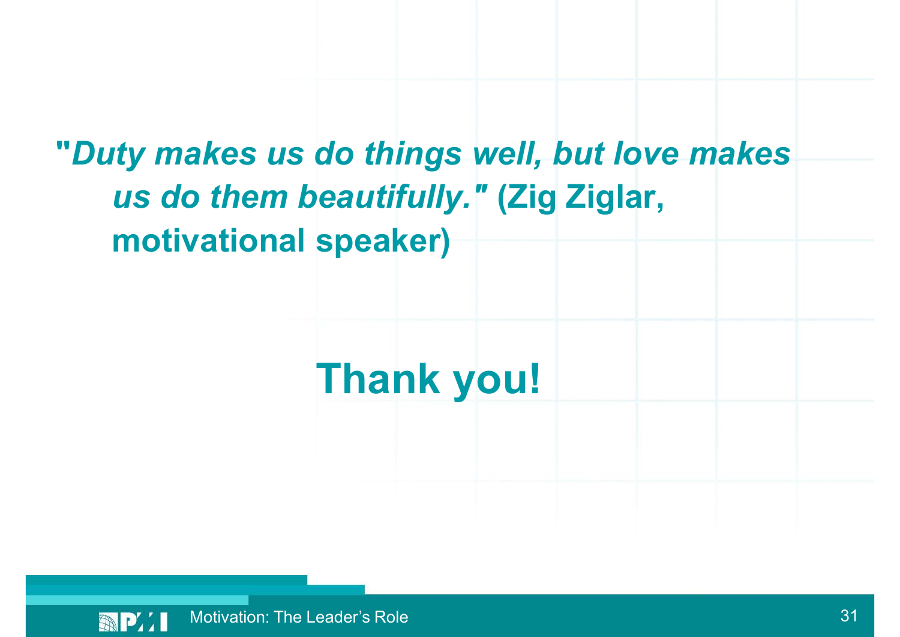***"Duty makes us do things well, but love makes us do them beautifully."*** **(Zig Ziglar, motivational speaker)**

# Thank you!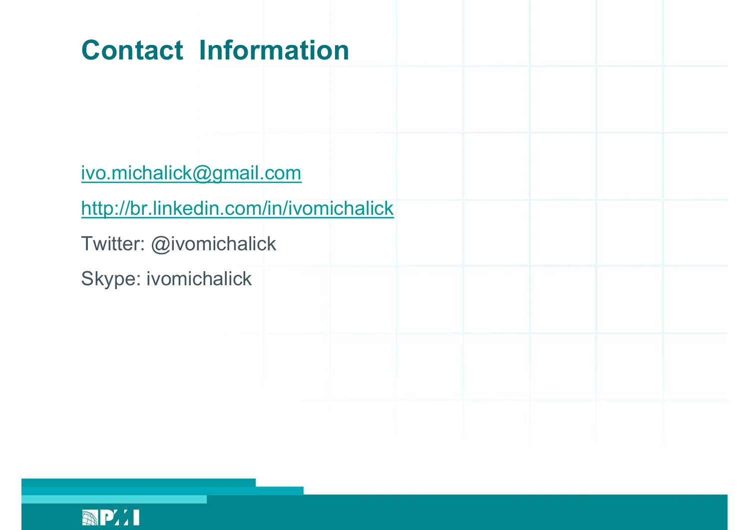# Contact Information

ivo.michalick@gmail.com

http://br.linkedin.com/in/ivomichalick

Twitter: @ivomichalick

Skype: ivomichalick